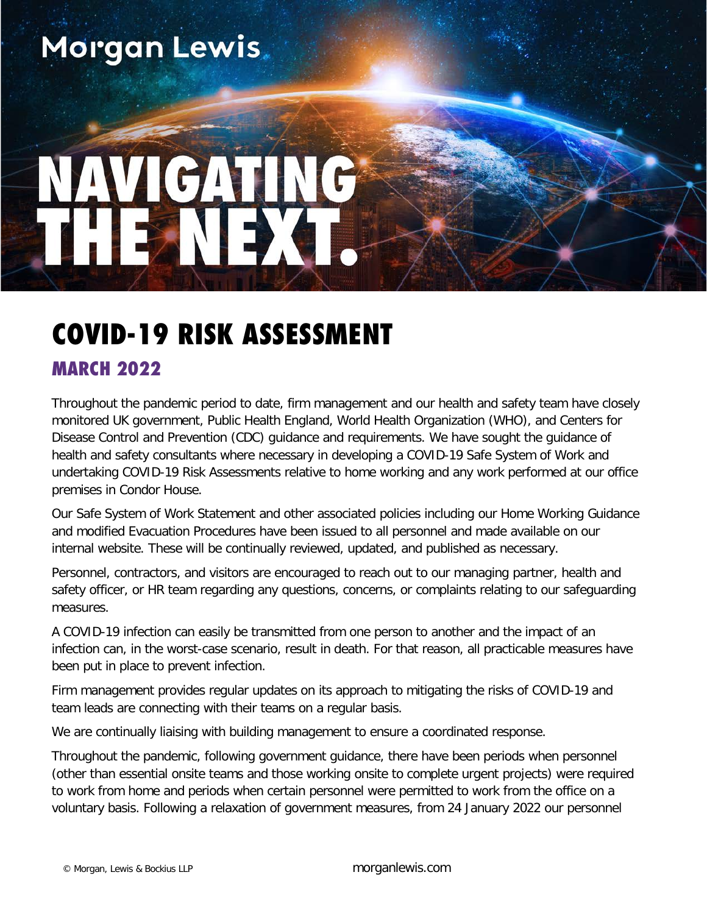Morgan Lewis

# NAVIGATING THE NEXT.

# COVID-19 RISK ASSESSMENT

## MARCH 2022

Throughout the pandemic period to date, firm management and our health and safety team have closely monitored UK government, Public Health England, World Health Organization (WHO), and Centers for Disease Control and Prevention (CDC) guidance and requirements. We have sought the guidance of health and safety consultants where necessary in developing a COVID-19 Safe System of Work and undertaking COVID-19 Risk Assessments relative to home working and any work performed at our office premises in Condor House.

Our Safe System of Work Statement and other associated policies including our Home Working Guidance and modified Evacuation Procedures have been issued to all personnel and made available on our internal website. These will be continually reviewed, updated, and published as necessary.

Personnel, contractors, and visitors are encouraged to reach out to our managing partner, health and safety officer, or HR team regarding any questions, concerns, or complaints relating to our safeguarding measures.

A COVID-19 infection can easily be transmitted from one person to another and the impact of an infection can, in the worst-case scenario, result in death. For that reason, all practicable measures have been put in place to prevent infection.

Firm management provides regular updates on its approach to mitigating the risks of COVID-19 and team leads are connecting with their teams on a regular basis.

We are continually liaising with building management to ensure a coordinated response.

Throughout the pandemic, following government guidance, there have been periods when personnel (other than essential onsite teams and those working onsite to complete urgent projects) were required to work from home and periods when certain personnel were permitted to work from the office on a voluntary basis. Following a relaxation of government measures, from 24 January 2022 our personnel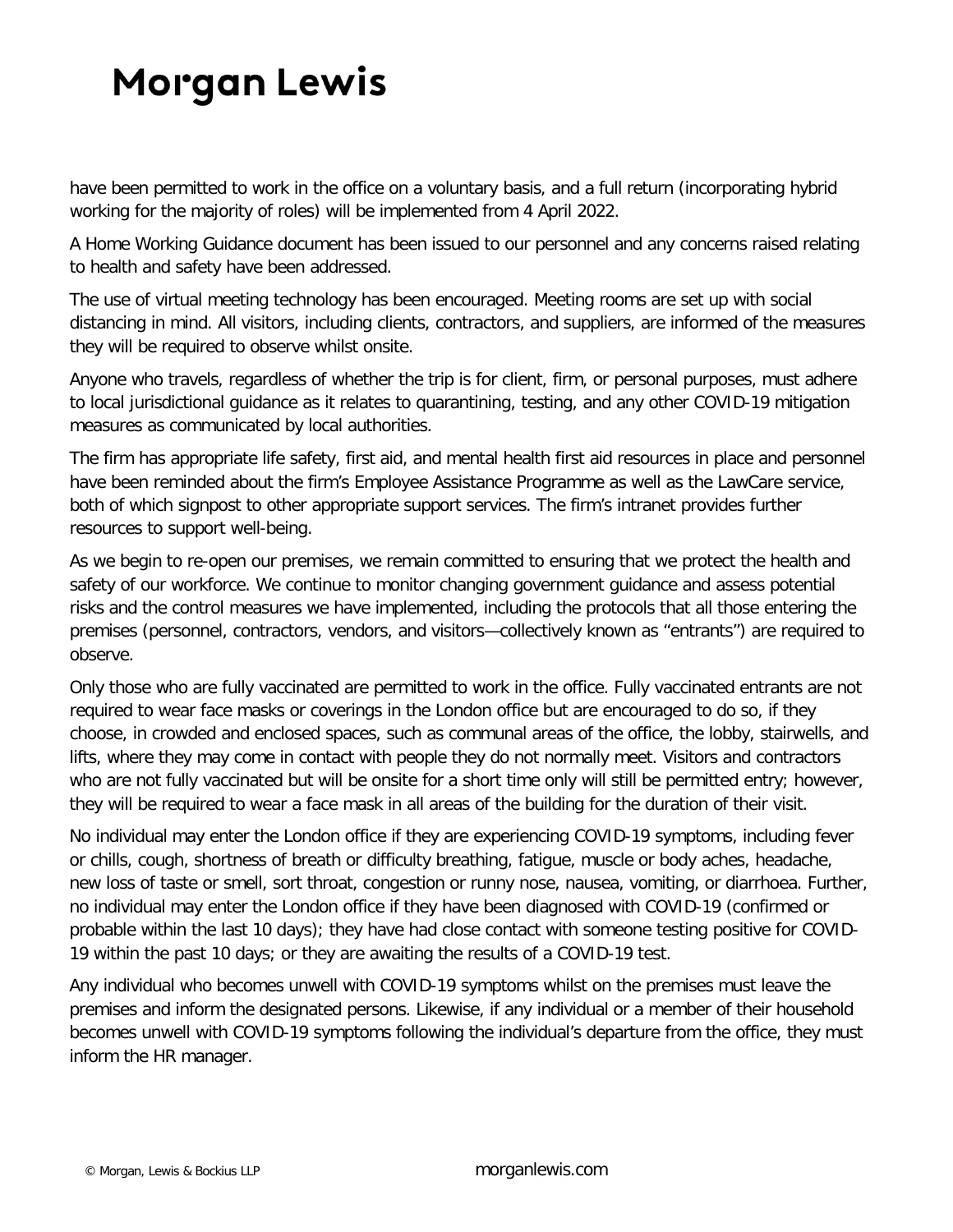have been permitted to work in the office on a voluntary basis, and a full return (incorporating hybrid working for the majority of roles) will be implemented from 4 April 2022.

A Home Working Guidance document has been issued to our personnel and any concerns raised relating to health and safety have been addressed.

The use of virtual meeting technology has been encouraged. Meeting rooms are set up with social distancing in mind. All visitors, including clients, contractors, and suppliers, are informed of the measures they will be required to observe whilst onsite.

Anyone who travels, regardless of whether the trip is for client, firm, or personal purposes, must adhere to local jurisdictional guidance as it relates to quarantining, testing, and any other COVID-19 mitigation measures as communicated by local authorities.

The firm has appropriate life safety, first aid, and mental health first aid resources in place and personnel have been reminded about the firm's Employee Assistance Programme as well as the LawCare service, both of which signpost to other appropriate support services. The firm's intranet provides further resources to support well-being.

As we begin to re-open our premises, we remain committed to ensuring that we protect the health and safety of our workforce. We continue to monitor changing government guidance and assess potential risks and the control measures we have implemented, including the protocols that all those entering the premises (personnel, contractors, vendors, and visitors—collectively known as "entrants") are required to observe.

Only those who are fully vaccinated are permitted to work in the office. Fully vaccinated entrants are not required to wear face masks or coverings in the London office but are encouraged to do so, if they choose, in crowded and enclosed spaces, such as communal areas of the office, the lobby, stairwells, and lifts, where they may come in contact with people they do not normally meet. Visitors and contractors who are not fully vaccinated but will be onsite for a short time only will still be permitted entry; however, they will be required to wear a face mask in all areas of the building for the duration of their visit.

No individual may enter the London office if they are experiencing COVID-19 symptoms, including fever or chills, cough, shortness of breath or difficulty breathing, fatigue, muscle or body aches, headache, new loss of taste or smell, sort throat, congestion or runny nose, nausea, vomiting, or diarrhoea. Further, no individual may enter the London office if they have been diagnosed with COVID-19 (confirmed or probable within the last 10 days); they have had close contact with someone testing positive for COVID-19 within the past 10 days; or they are awaiting the results of a COVID-19 test.

Any individual who becomes unwell with COVID-19 symptoms whilst on the premises must leave the premises and inform the designated persons. Likewise, if any individual or a member of their household becomes unwell with COVID-19 symptoms following the individual's departure from the office, they must inform the HR manager.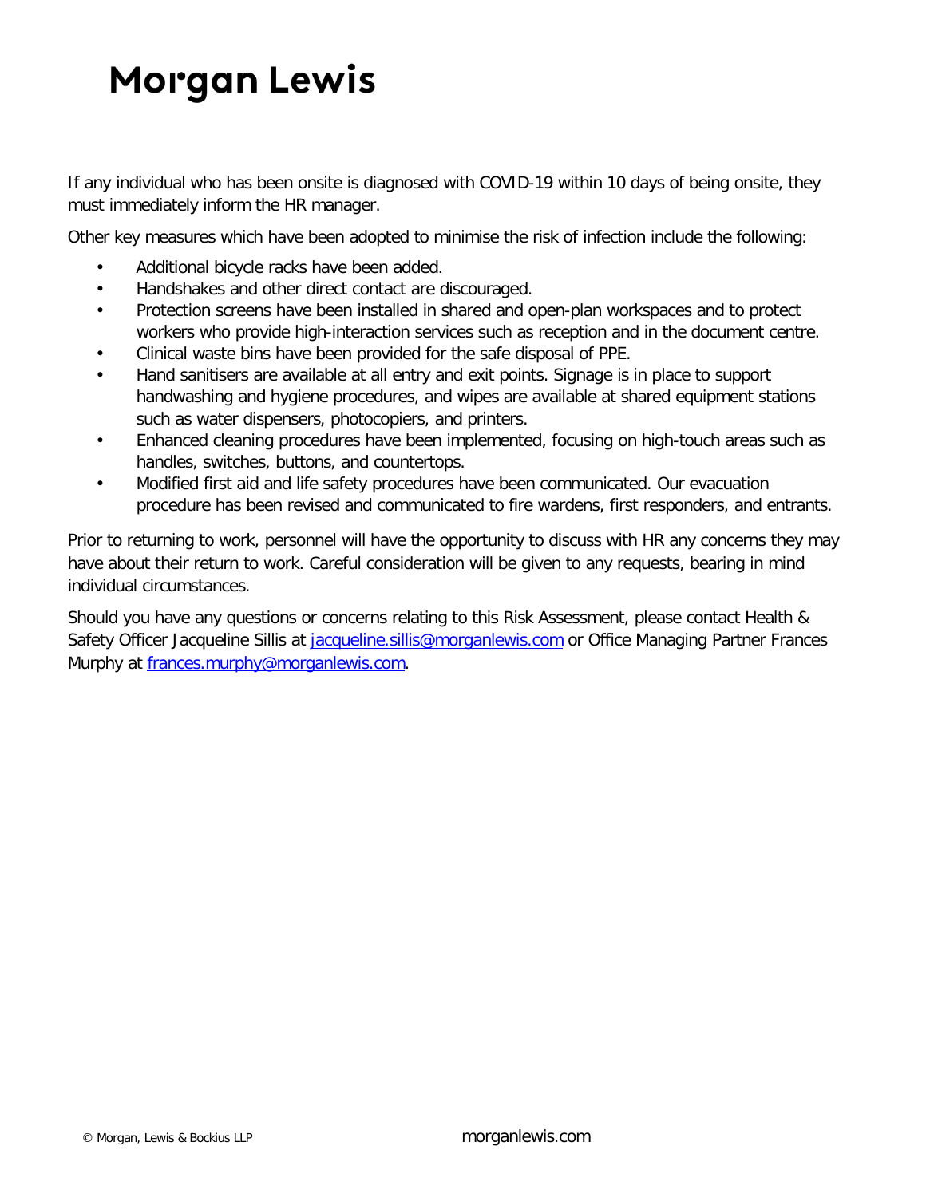If any individual who has been onsite is diagnosed with COVID-19 within 10 days of being onsite, they must immediately inform the HR manager.

Other key measures which have been adopted to minimise the risk of infection include the following:

- Additional bicycle racks have been added.
- Handshakes and other direct contact are discouraged.
- Protection screens have been installed in shared and open-plan workspaces and to protect workers who provide high-interaction services such as reception and in the document centre.
- Clinical waste bins have been provided for the safe disposal of PPE.
- Hand sanitisers are available at all entry and exit points. Signage is in place to support handwashing and hygiene procedures, and wipes are available at shared equipment stations such as water dispensers, photocopiers, and printers.
- Enhanced cleaning procedures have been implemented, focusing on high-touch areas such as handles, switches, buttons, and countertops.
- Modified first aid and life safety procedures have been communicated. Our evacuation procedure has been revised and communicated to fire wardens, first responders, and entrants.

Prior to returning to work, personnel will have the opportunity to discuss with HR any concerns they may have about their return to work. Careful consideration will be given to any requests, bearing in mind individual circumstances.

Should you have any questions or concerns relating to this Risk Assessment, please contact Health & Safety Officer Jacqueline Sillis at jacqueline.sillis@morganlewis.com or Office Managing Partner Frances Murphy at frances.murphy@morganlewis.com.